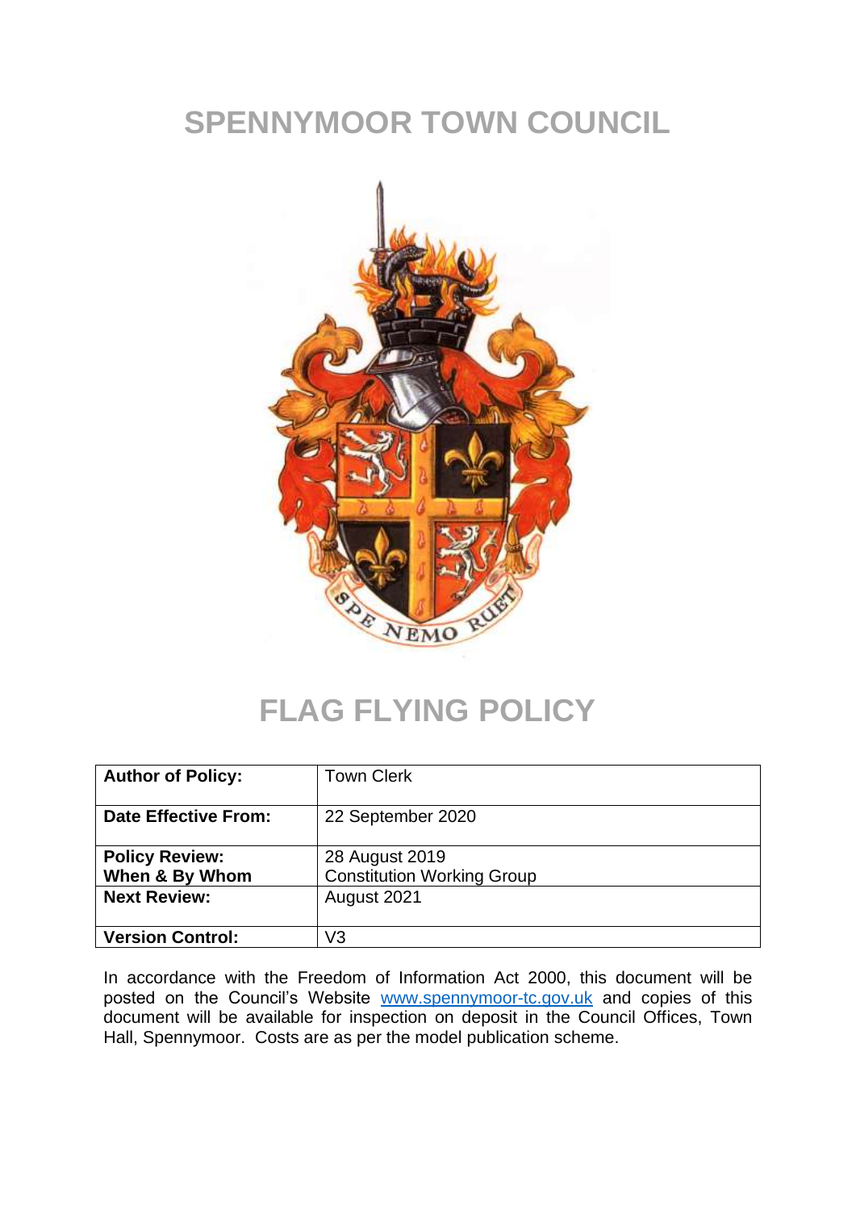# SPENNYMOOR TOWN COUNCIL

# FLAG FLYING POLICY

| **Author of Policy:** | Town Clerk |
|---|---|
| **Date Effective From:** | 22 September 2020 |
| **Policy Review:** **When & By Whom** | 28 August 2019 Constitution Working Group |
| **Next Review:** | August 2021 |
| **Version Control:** | V3 |

In accordance with the Freedom of Information Act 2000, this document will be posted on the Council's Website www.spennymoor-tc.gov.uk and copies of this document will be available for inspection on deposit in the Council Offices, Town Hall, Spennymoor. Costs are as per the model publication scheme.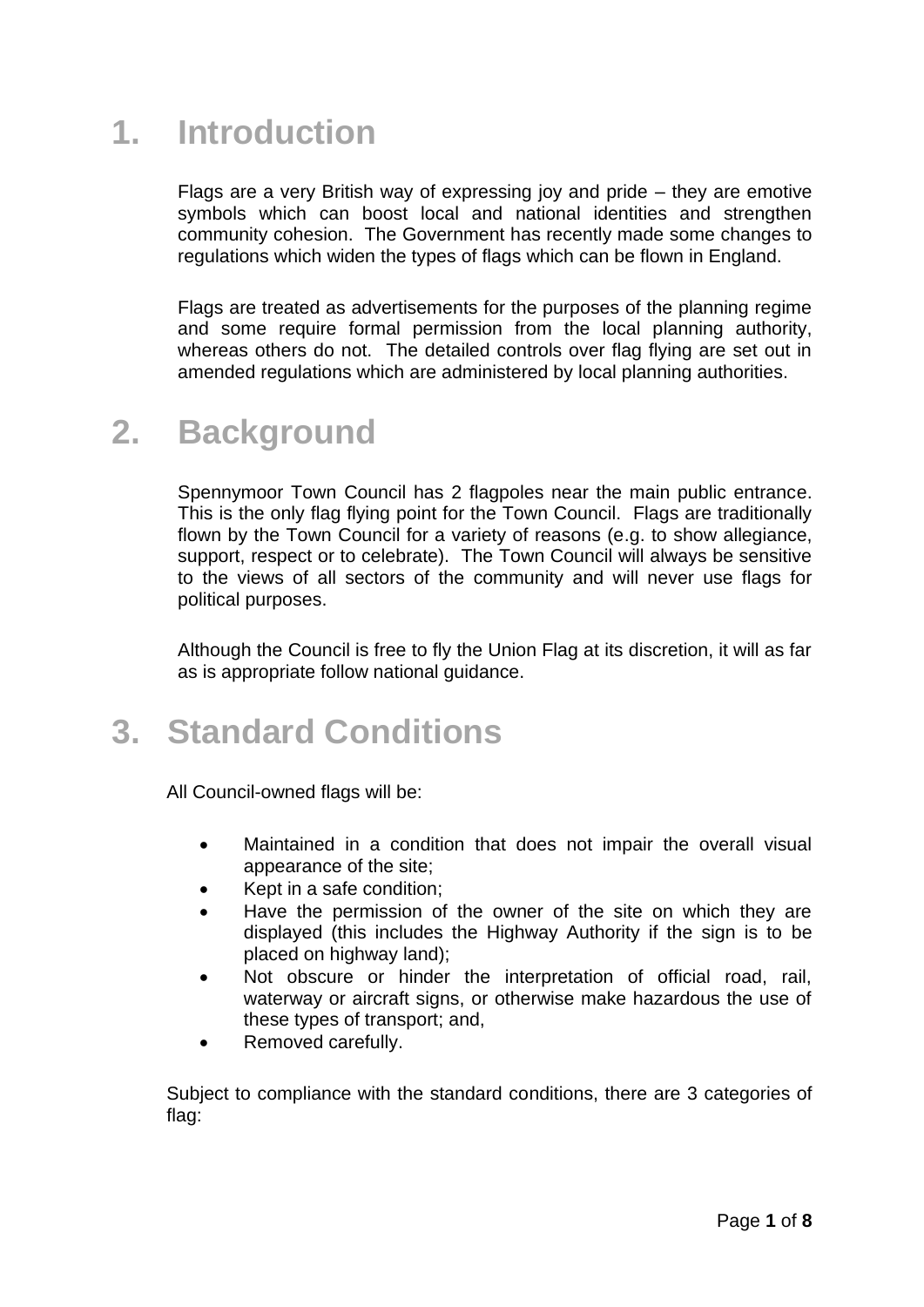# 1. Introduction

Flags are a very British way of expressing joy and pride – they are emotive symbols which can boost local and national identities and strengthen community cohesion. The Government has recently made some changes to regulations which widen the types of flags which can be flown in England.

Flags are treated as advertisements for the purposes of the planning regime and some require formal permission from the local planning authority, whereas others do not. The detailed controls over flag flying are set out in amended regulations which are administered by local planning authorities.

# 2. Background

Spennymoor Town Council has 2 flagpoles near the main public entrance. This is the only flag flying point for the Town Council. Flags are traditionally flown by the Town Council for a variety of reasons (e.g. to show allegiance, support, respect or to celebrate). The Town Council will always be sensitive to the views of all sectors of the community and will never use flags for political purposes.

Although the Council is free to fly the Union Flag at its discretion, it will as far as is appropriate follow national guidance.

# 3. Standard Conditions

All Council-owned flags will be:

- Maintained in a condition that does not impair the overall visual appearance of the site;
- Kept in a safe condition;
- Have the permission of the owner of the site on which they are displayed (this includes the Highway Authority if the sign is to be placed on highway land);
- Not obscure or hinder the interpretation of official road, rail, waterway or aircraft signs, or otherwise make hazardous the use of these types of transport; and,
- Removed carefully.

Subject to compliance with the standard conditions, there are 3 categories of flag: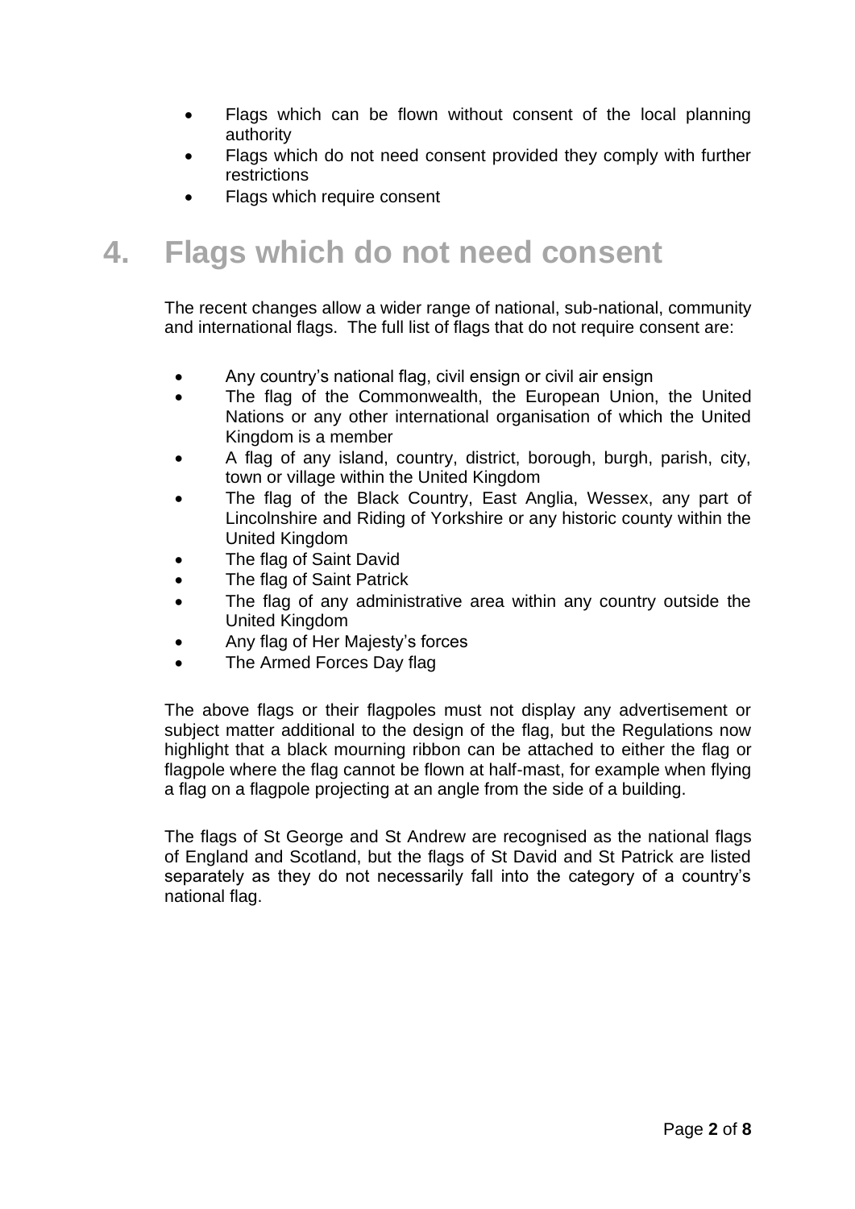- Flags which can be flown without consent of the local planning authority
- Flags which do not need consent provided they comply with further restrictions
- Flags which require consent

# 4. Flags which do not need consent

The recent changes allow a wider range of national, sub-national, community and international flags. The full list of flags that do not require consent are:

- Any country's national flag, civil ensign or civil air ensign
- The flag of the Commonwealth, the European Union, the United Nations or any other international organisation of which the United Kingdom is a member
- A flag of any island, country, district, borough, burgh, parish, city, town or village within the United Kingdom
- The flag of the Black Country, East Anglia, Wessex, any part of Lincolnshire and Riding of Yorkshire or any historic county within the United Kingdom
- The flag of Saint David
- The flag of Saint Patrick
- The flag of any administrative area within any country outside the United Kingdom
- Any flag of Her Majesty's forces
- The Armed Forces Day flag

The above flags or their flagpoles must not display any advertisement or subject matter additional to the design of the flag, but the Regulations now highlight that a black mourning ribbon can be attached to either the flag or flagpole where the flag cannot be flown at half-mast, for example when flying a flag on a flagpole projecting at an angle from the side of a building.

The flags of St George and St Andrew are recognised as the national flags of England and Scotland, but the flags of St David and St Patrick are listed separately as they do not necessarily fall into the category of a country's national flag.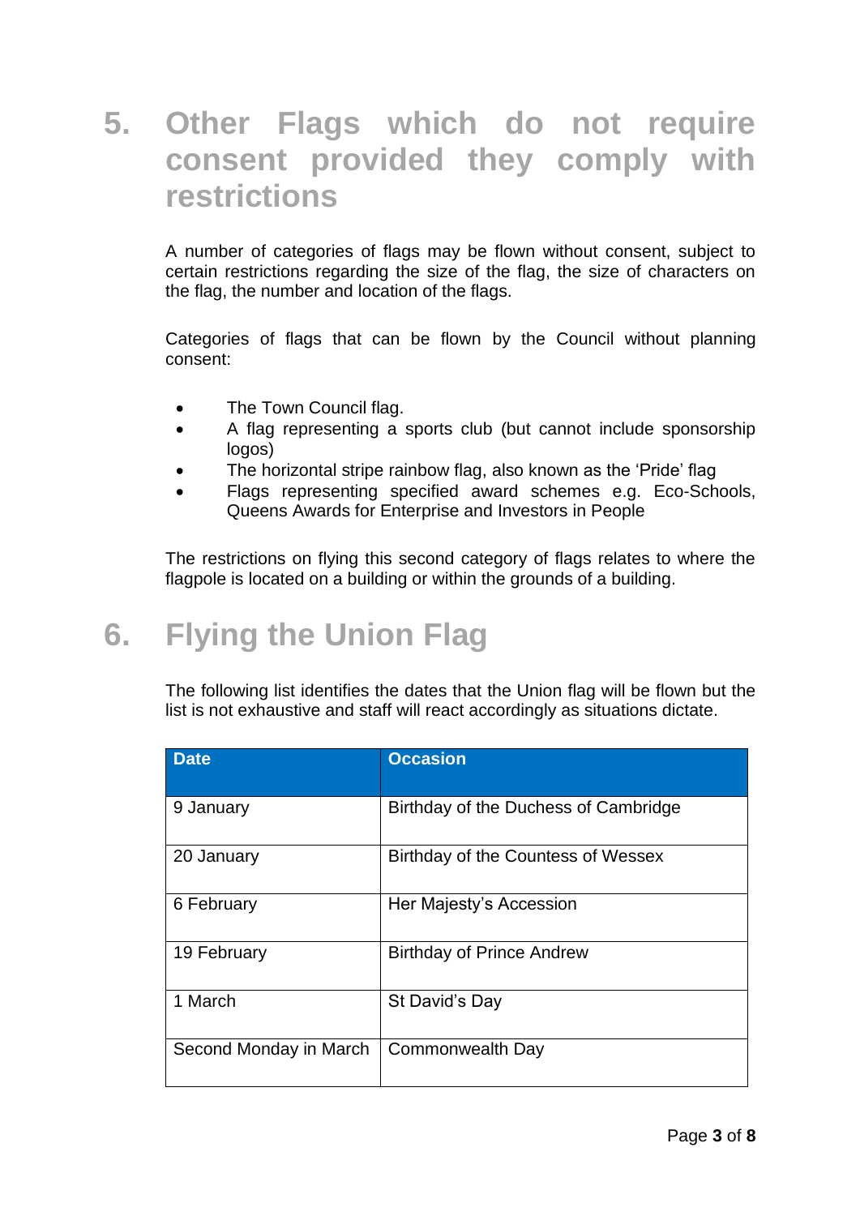## 5. Other Flags which do not require consent provided they comply with restrictions

A number of categories of flags may be flown without consent, subject to certain restrictions regarding the size of the flag, the size of characters on the flag, the number and location of the flags.

Categories of flags that can be flown by the Council without planning consent:

- The Town Council flag.
- A flag representing a sports club (but cannot include sponsorship logos)
- The horizontal stripe rainbow flag, also known as the 'Pride' flag
- Flags representing specified award schemes e.g. Eco-Schools, Queens Awards for Enterprise and Investors in People

The restrictions on flying this second category of flags relates to where the flagpole is located on a building or within the grounds of a building.

## 6. Flying the Union Flag

The following list identifies the dates that the Union flag will be flown but the list is not exhaustive and staff will react accordingly as situations dictate.

| Date | Occasion |
| --- | --- |
| 9 January | Birthday of the Duchess of Cambridge |
| 20 January | Birthday of the Countess of Wessex |
| 6 February | Her Majesty's Accession |
| 19 February | Birthday of Prince Andrew |
| 1 March | St David's Day |
| Second Monday in March | Commonwealth Day |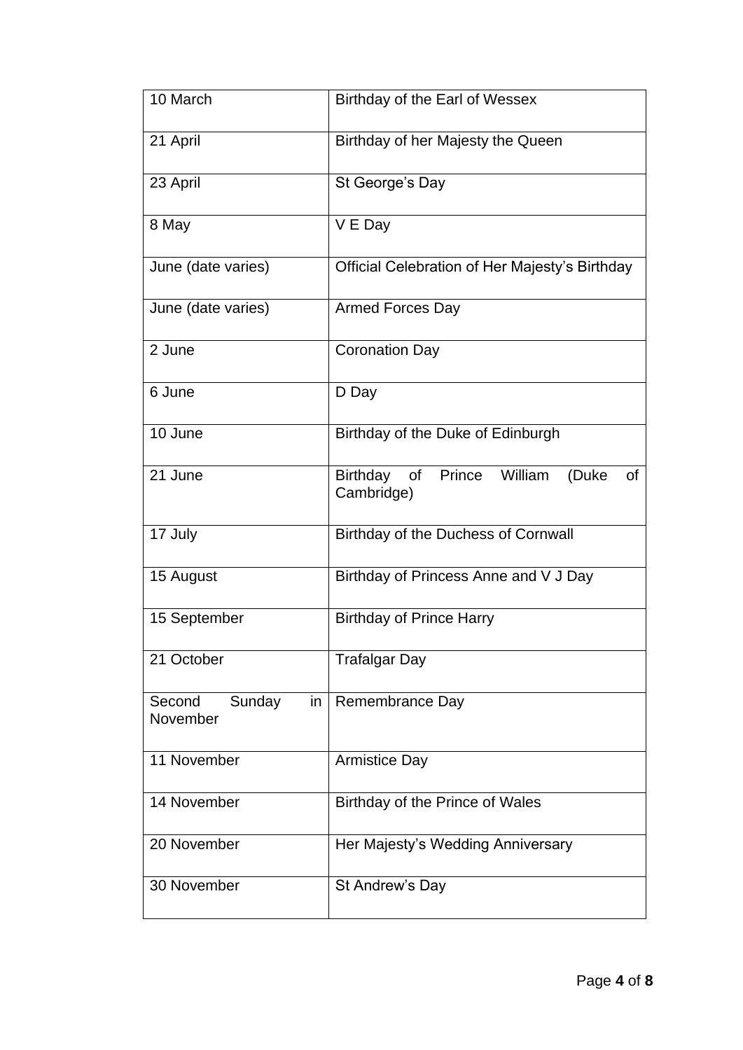| 10 March | Birthday of the Earl of Wessex |
|---|---|
| 21 April | Birthday of her Majesty the Queen |
| 23 April | St George's Day |
| 8 May | V E Day |
| June (date varies) | Official Celebration of Her Majesty's Birthday |
| June (date varies) | Armed Forces Day |
| 2 June | Coronation Day |
| 6 June | D Day |
| 10 June | Birthday of the Duke of Edinburgh |
| 21 June | Birthday of Prince William (Duke of Cambridge) |
| 17 July | Birthday of the Duchess of Cornwall |
| 15 August | Birthday of Princess Anne and V J Day |
| 15 September | Birthday of Prince Harry |
| 21 October | Trafalgar Day |
| Second Sunday in November | Remembrance Day |
| 11 November | Armistice Day |
| 14 November | Birthday of the Prince of Wales |
| 20 November | Her Majesty's Wedding Anniversary |
| 30 November | St Andrew's Day |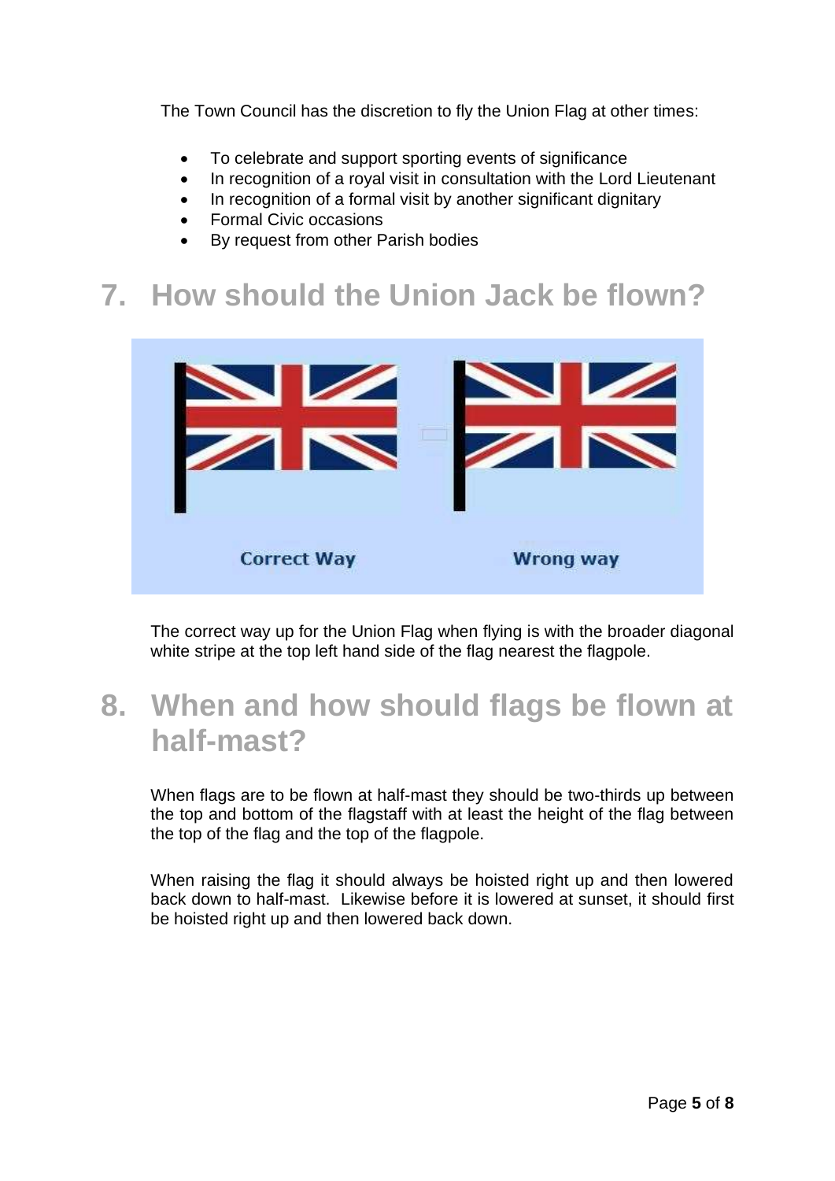The Town Council has the discretion to fly the Union Flag at other times:

- To celebrate and support sporting events of significance
- In recognition of a royal visit in consultation with the Lord Lieutenant
- In recognition of a formal visit by another significant dignitary
- Formal Civic occasions
- By request from other Parish bodies

## 7. How should the Union Jack be flown?

Correct Way

Wrong way

The correct way up for the Union Flag when flying is with the broader diagonal white stripe at the top left hand side of the flag nearest the flagpole.

## 8. When and how should flags be flown at half-mast?

When flags are to be flown at half-mast they should be two-thirds up between the top and bottom of the flagstaff with at least the height of the flag between the top of the flag and the top of the flagpole.

When raising the flag it should always be hoisted right up and then lowered back down to half-mast. Likewise before it is lowered at sunset, it should first be hoisted right up and then lowered back down.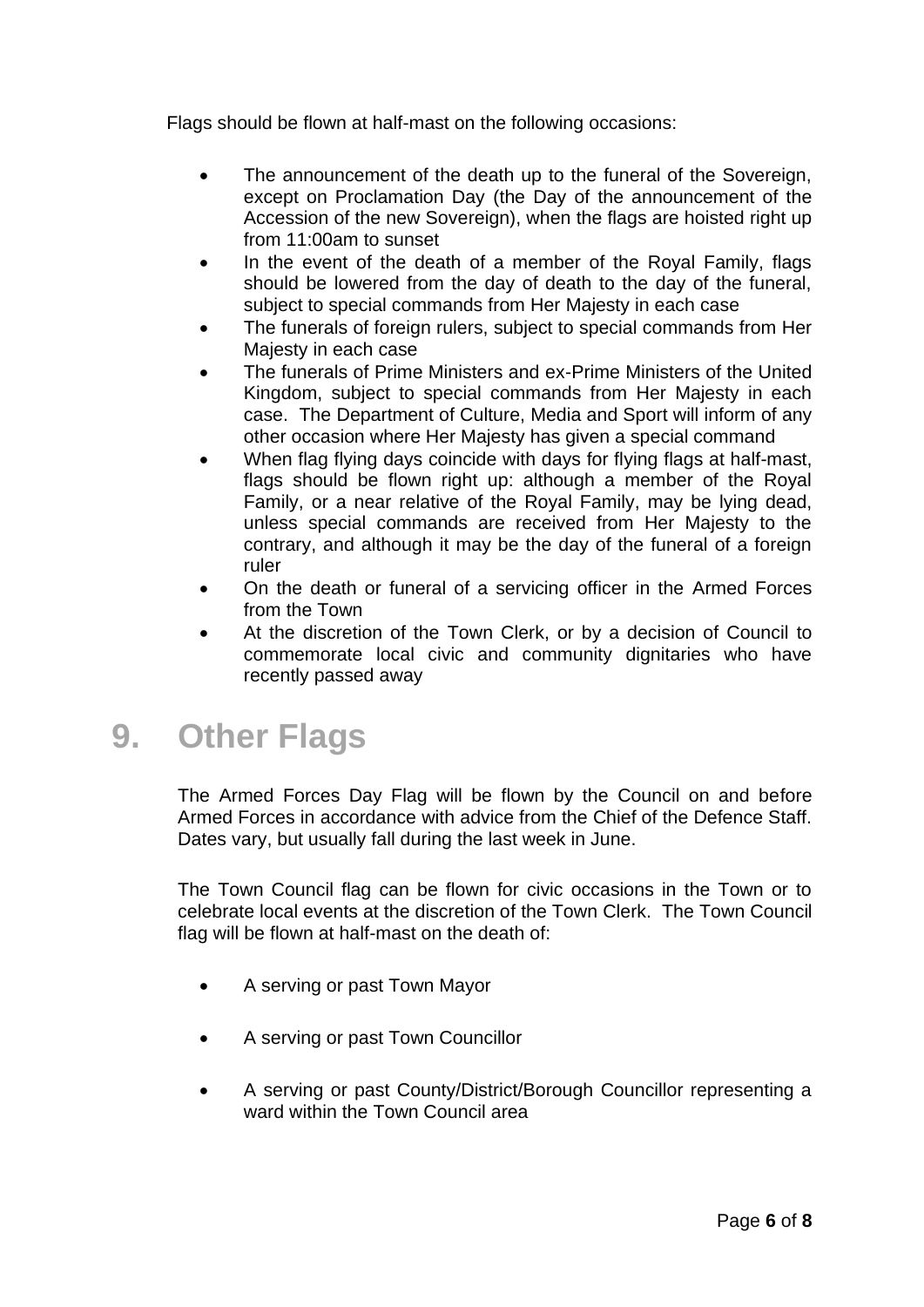Flags should be flown at half-mast on the following occasions:

- The announcement of the death up to the funeral of the Sovereign, except on Proclamation Day (the Day of the announcement of the Accession of the new Sovereign), when the flags are hoisted right up from 11:00am to sunset
- In the event of the death of a member of the Royal Family, flags should be lowered from the day of death to the day of the funeral, subject to special commands from Her Majesty in each case
- The funerals of foreign rulers, subject to special commands from Her Majesty in each case
- The funerals of Prime Ministers and ex-Prime Ministers of the United Kingdom, subject to special commands from Her Majesty in each case. The Department of Culture, Media and Sport will inform of any other occasion where Her Majesty has given a special command
- When flag flying days coincide with days for flying flags at half-mast, flags should be flown right up: although a member of the Royal Family, or a near relative of the Royal Family, may be lying dead, unless special commands are received from Her Majesty to the contrary, and although it may be the day of the funeral of a foreign ruler
- On the death or funeral of a servicing officer in the Armed Forces from the Town
- At the discretion of the Town Clerk, or by a decision of Council to commemorate local civic and community dignitaries who have recently passed away

# 9. Other Flags

The Armed Forces Day Flag will be flown by the Council on and before Armed Forces in accordance with advice from the Chief of the Defence Staff. Dates vary, but usually fall during the last week in June.

The Town Council flag can be flown for civic occasions in the Town or to celebrate local events at the discretion of the Town Clerk. The Town Council flag will be flown at half-mast on the death of:

- A serving or past Town Mayor
- A serving or past Town Councillor
- A serving or past County/District/Borough Councillor representing a ward within the Town Council area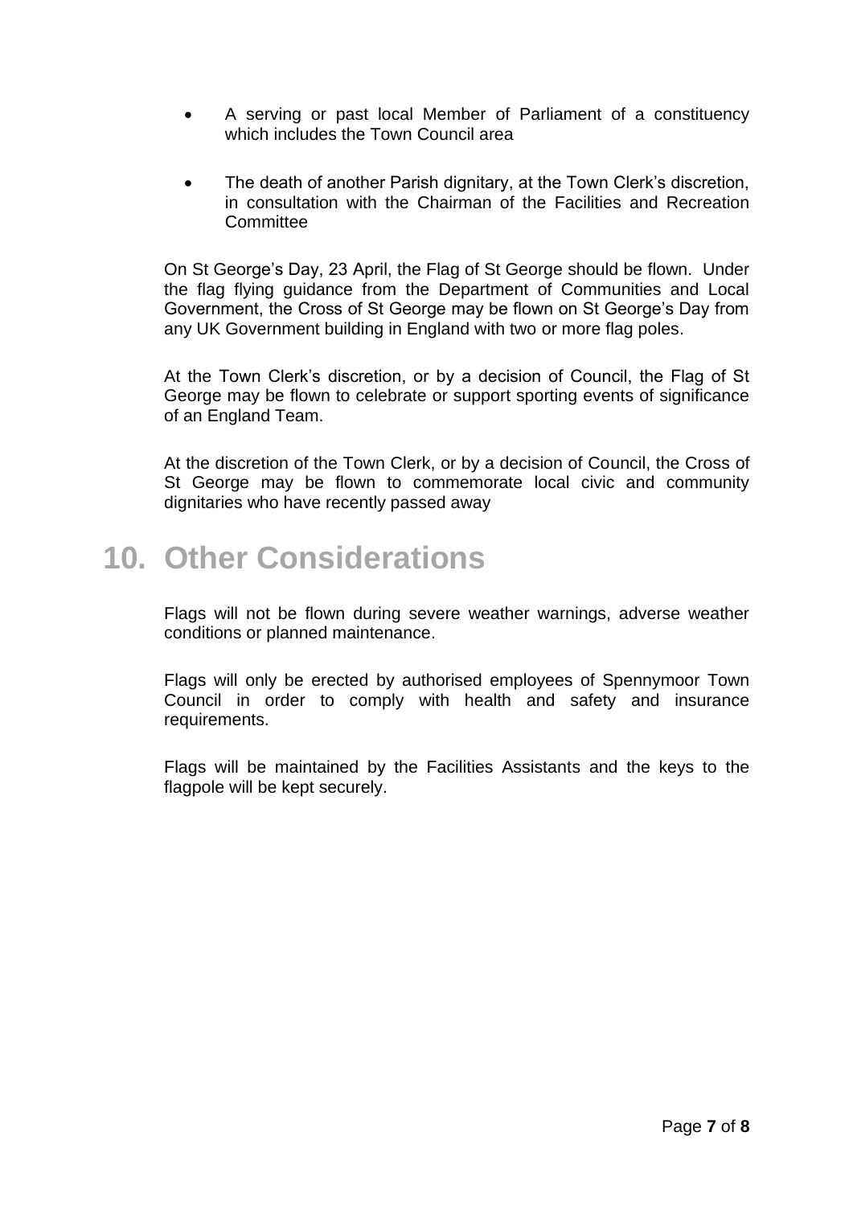- A serving or past local Member of Parliament of a constituency which includes the Town Council area
- The death of another Parish dignitary, at the Town Clerk's discretion, in consultation with the Chairman of the Facilities and Recreation Committee

On St George's Day, 23 April, the Flag of St George should be flown. Under the flag flying guidance from the Department of Communities and Local Government, the Cross of St George may be flown on St George's Day from any UK Government building in England with two or more flag poles.

At the Town Clerk's discretion, or by a decision of Council, the Flag of St George may be flown to celebrate or support sporting events of significance of an England Team.

At the discretion of the Town Clerk, or by a decision of Council, the Cross of St George may be flown to commemorate local civic and community dignitaries who have recently passed away

# 10. Other Considerations

Flags will not be flown during severe weather warnings, adverse weather conditions or planned maintenance.

Flags will only be erected by authorised employees of Spennymoor Town Council in order to comply with health and safety and insurance requirements.

Flags will be maintained by the Facilities Assistants and the keys to the flagpole will be kept securely.